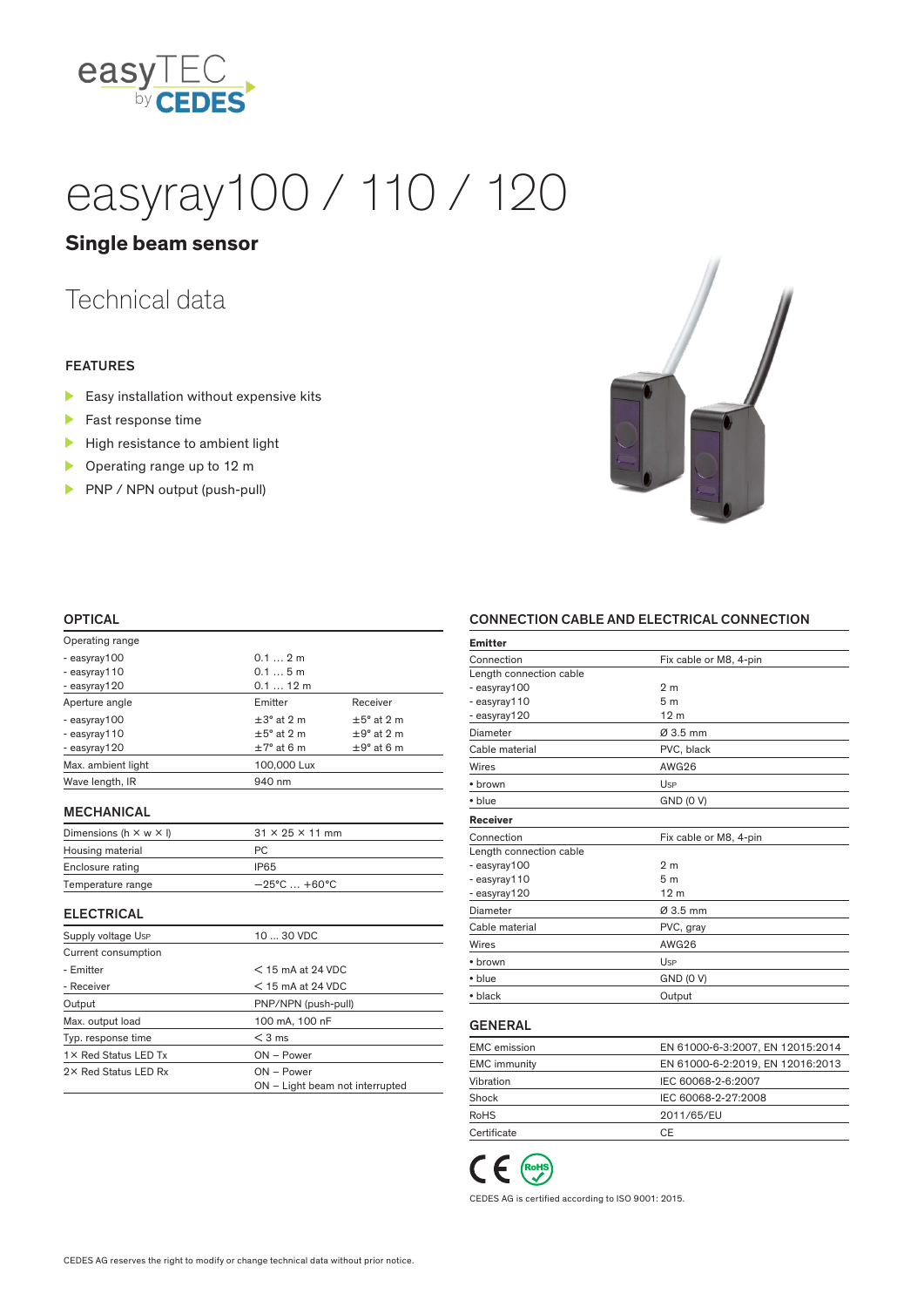easyTEC by CEDES

# easyray100 / 110 / 120

## Single beam sensor

## Technical data

### FEATURES

- Easy installation without expensive kits
- Fast response time
- High resistance to ambient light
- Operating range up to 12 m
- PNP / NPN output (push-pull)

### OPTICAL

| | | |
|---|---|---|
| Operating range | | |
| - easyray100 | 0.1 … 2 m | |
| - easyray110 | 0.1 … 5 m | |
| - easyray120 | 0.1 … 12 m | |
| Aperture angle | Emitter | Receiver |
| - easyray100 | ±3° at 2 m | ±5° at 2 m |
| - easyray110 | ±5° at 2 m | ±9° at 2 m |
| - easyray120 | ±7° at 6 m | ±9° at 6 m |
| Max. ambient light | 100,000 Lux | |
| Wave length, IR | 940 nm | |

### MECHANICAL

| | |
|---|---|
| Dimensions (h × w × l) | 31 × 25 × 11 mm |
| Housing material | PC |
| Enclosure rating | IP65 |
| Temperature range | −25°C … +60°C |

### ELECTRICAL

| | |
|---|---|
| Supply voltage $U_{SP}$ | 10 ... 30 VDC |
| Current consumption | |
| - Emitter | < 15 mA at 24 VDC |
| - Receiver | < 15 mA at 24 VDC |
| Output | PNP/NPN (push-pull) |
| Max. output load | 100 mA, 100 nF |
| Typ. response time | < 3 ms |
| 1× Red Status LED Tx | ON – Power |
| 2× Red Status LED Rx | ON – Power<br>ON – Light beam not interrupted |

### CONNECTION CABLE AND ELECTRICAL CONNECTION

| | |
|---|---|
| **Emitter** | |
| Connection | Fix cable or M8, 4-pin |
| Length connection cable | |
| - easyray100 | 2 m |
| - easyray110 | 5 m |
| - easyray120 | 12 m |
| Diameter | Ø 3.5 mm |
| Cable material | PVC, black |
| Wires | AWG26 |
| • brown | $U_{SP}$ |
| • blue | GND (0 V) |
| **Receiver** | |
| Connection | Fix cable or M8, 4-pin |
| Length connection cable | |
| - easyray100 | 2 m |
| - easyray110 | 5 m |
| - easyray120 | 12 m |
| Diameter | Ø 3.5 mm |
| Cable material | PVC, gray |
| Wires | AWG26 |
| • brown | $U_{SP}$ |
| • blue | GND (0 V) |
| • black | Output |

### GENERAL

| | |
|---|---|
| EMC emission | EN 61000-6-3:2007, EN 12015:2014 |
| EMC immunity | EN 61000-6-2:2019, EN 12016:2013 |
| Vibration | IEC 60068-2-6:2007 |
| Shock | IEC 60068-2-27:2008 |
| RoHS | 2011/65/EU |
| Certificate | CE |

CE RoHS

CEDES AG is certified according to ISO 9001: 2015.

CEDES AG reserves the right to modify or change technical data without prior notice.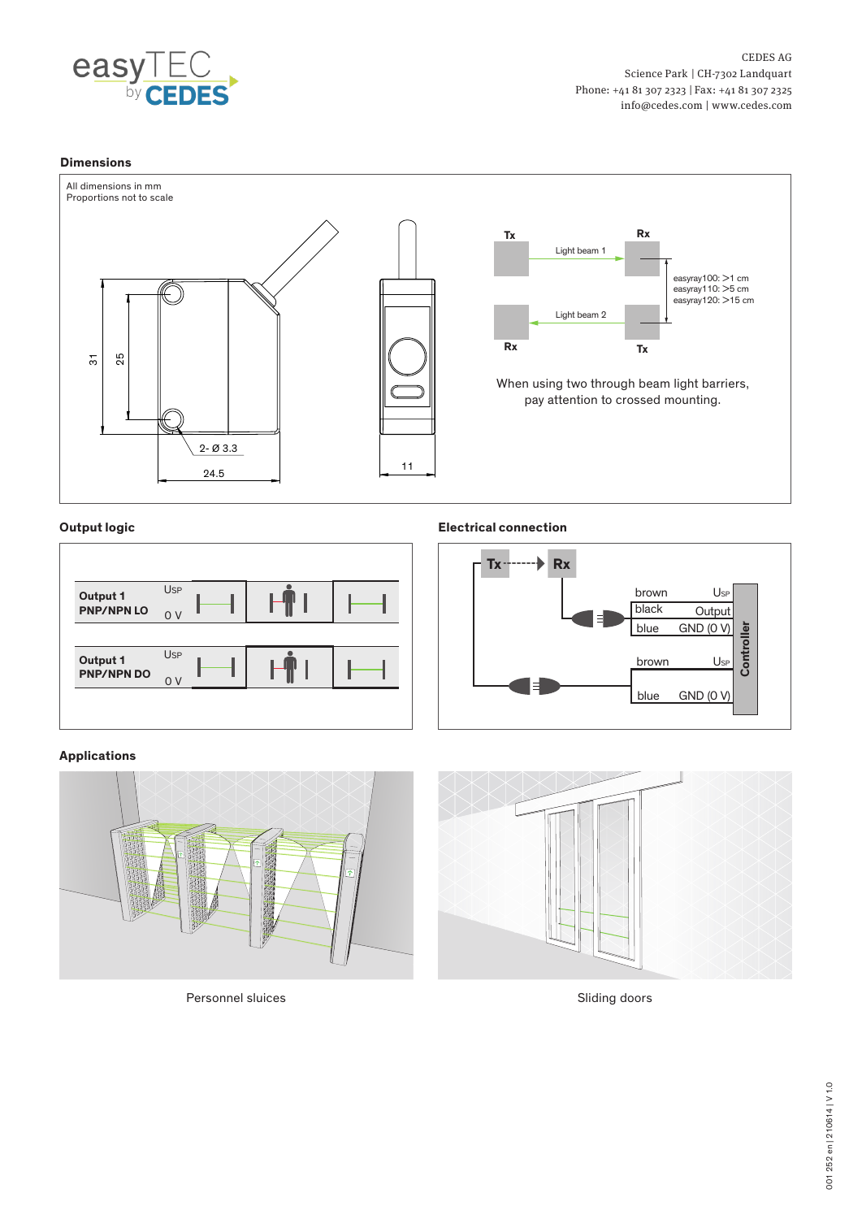## Dimensions

All dimensions in mm
Proportions not to scale

31
25
2- Ø 3.3
24.5
11

Tx
Rx
Light beam 1
Light beam 2
Rx
Tx
easyray100: >1 cm
easyray110: >5 cm
easyray120: >15 cm

When using two through beam light barriers, pay attention to crossed mounting.

## Output logic

Output 1
PNP/NPN LO
$U_{SP}$
0 V

Output 1
PNP/NPN DO
$U_{SP}$
0 V

## Electrical connection

Tx
Rx
brown $U_{SP}$
black Output
blue GND (0 V)
brown $U_{SP}$
blue GND (0 V)
Controller

## Applications

Personnel sluices

Sliding doors